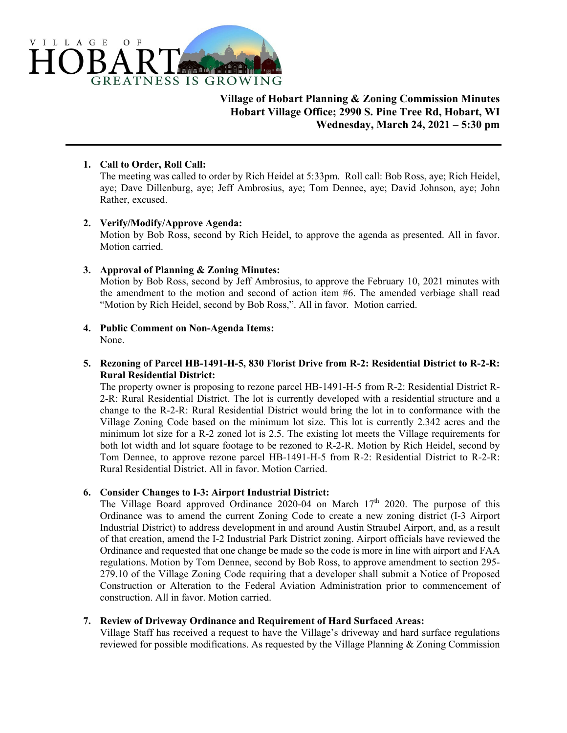VILLAGE OF HOBART

GREATNESS IS GROWING

**Village of Hobart Planning & Zoning Commission Minutes**
**Hobart Village Office; 2990 S. Pine Tree Rd, Hobart, WI**
**Wednesday, March 24, 2021 – 5:30 pm**

---

1. **Call to Order, Roll Call:**
   The meeting was called to order by Rich Heidel at 5:33pm. Roll call: Bob Ross, aye; Rich Heidel, aye; Dave Dillenburg, aye; Jeff Ambrosius, aye; Tom Dennee, aye; David Johnson, aye; John Rather, excused.

2. **Verify/Modify/Approve Agenda:**
   Motion by Bob Ross, second by Rich Heidel, to approve the agenda as presented. All in favor. Motion carried.

3. **Approval of Planning & Zoning Minutes:**
   Motion by Bob Ross, second by Jeff Ambrosius, to approve the February 10, 2021 minutes with the amendment to the motion and second of action item #6. The amended verbiage shall read "Motion by Rich Heidel, second by Bob Ross,". All in favor. Motion carried.

4. **Public Comment on Non-Agenda Items:**
   None.

5. **Rezoning of Parcel HB-1491-H-5, 830 Florist Drive from R-2: Residential District to R-2-R: Rural Residential District:**
   The property owner is proposing to rezone parcel HB-1491-H-5 from R-2: Residential District R-2-R: Rural Residential District. The lot is currently developed with a residential structure and a change to the R-2-R: Rural Residential District would bring the lot in to conformance with the Village Zoning Code based on the minimum lot size. This lot is currently 2.342 acres and the minimum lot size for a R-2 zoned lot is 2.5. The existing lot meets the Village requirements for both lot width and lot square footage to be rezoned to R-2-R. Motion by Rich Heidel, second by Tom Dennee, to approve rezone parcel HB-1491-H-5 from R-2: Residential District to R-2-R: Rural Residential District. All in favor. Motion Carried.

6. **Consider Changes to I-3: Airport Industrial District:**
   The Village Board approved Ordinance 2020-04 on March 17th 2020. The purpose of this Ordinance was to amend the current Zoning Code to create a new zoning district (I-3 Airport Industrial District) to address development in and around Austin Straubel Airport, and, as a result of that creation, amend the I-2 Industrial Park District zoning. Airport officials have reviewed the Ordinance and requested that one change be made so the code is more in line with airport and FAA regulations. Motion by Tom Dennee, second by Bob Ross, to approve amendment to section 295-279.10 of the Village Zoning Code requiring that a developer shall submit a Notice of Proposed Construction or Alteration to the Federal Aviation Administration prior to commencement of construction. All in favor. Motion carried.

7. **Review of Driveway Ordinance and Requirement of Hard Surfaced Areas:**
   Village Staff has received a request to have the Village's driveway and hard surface regulations reviewed for possible modifications. As requested by the Village Planning & Zoning Commission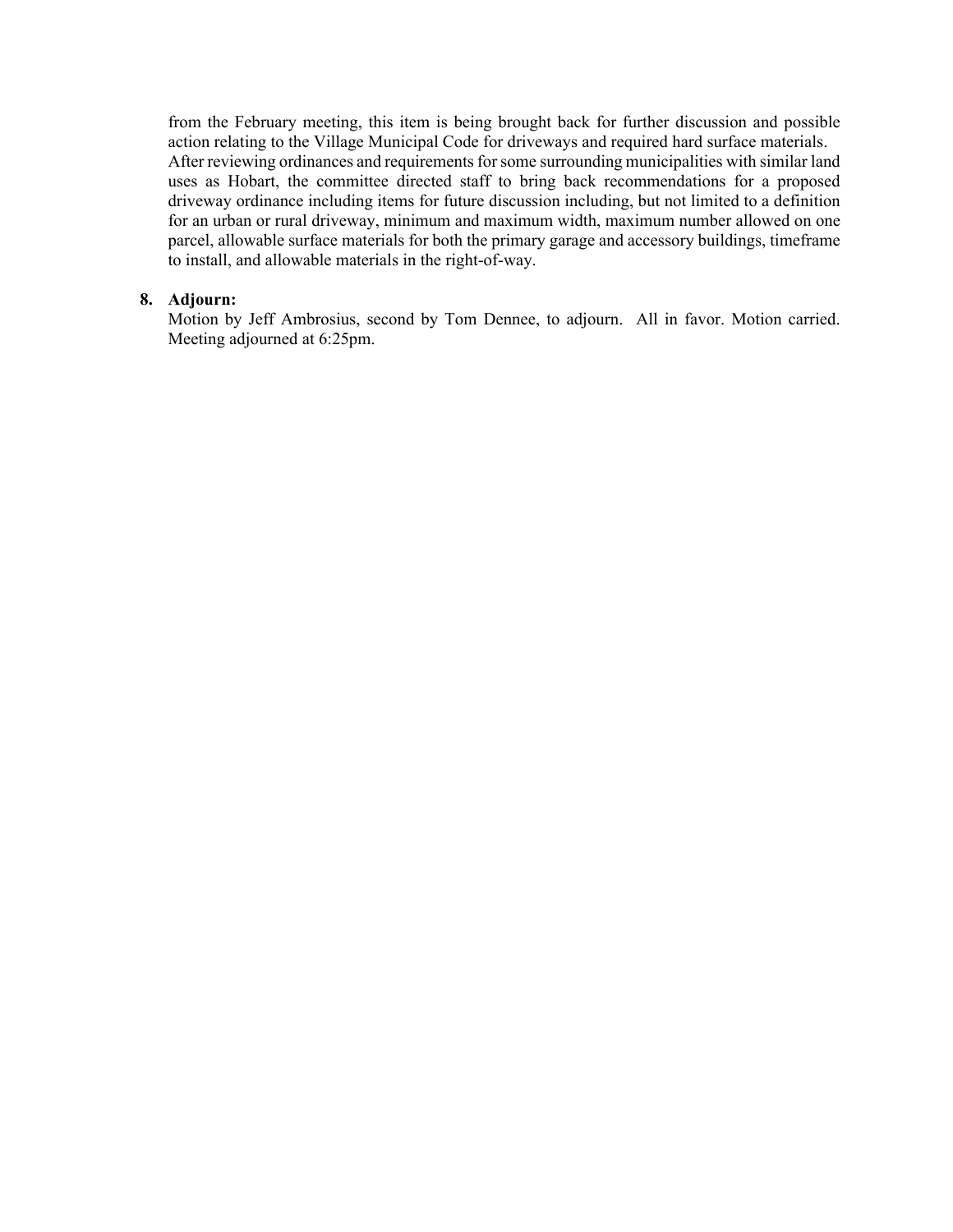from the February meeting, this item is being brought back for further discussion and possible action relating to the Village Municipal Code for driveways and required hard surface materials. After reviewing ordinances and requirements for some surrounding municipalities with similar land uses as Hobart, the committee directed staff to bring back recommendations for a proposed driveway ordinance including items for future discussion including, but not limited to a definition for an urban or rural driveway, minimum and maximum width, maximum number allowed on one parcel, allowable surface materials for both the primary garage and accessory buildings, timeframe to install, and allowable materials in the right-of-way.

8. **Adjourn:**
   Motion by Jeff Ambrosius, second by Tom Dennee, to adjourn. All in favor. Motion carried. Meeting adjourned at 6:25pm.